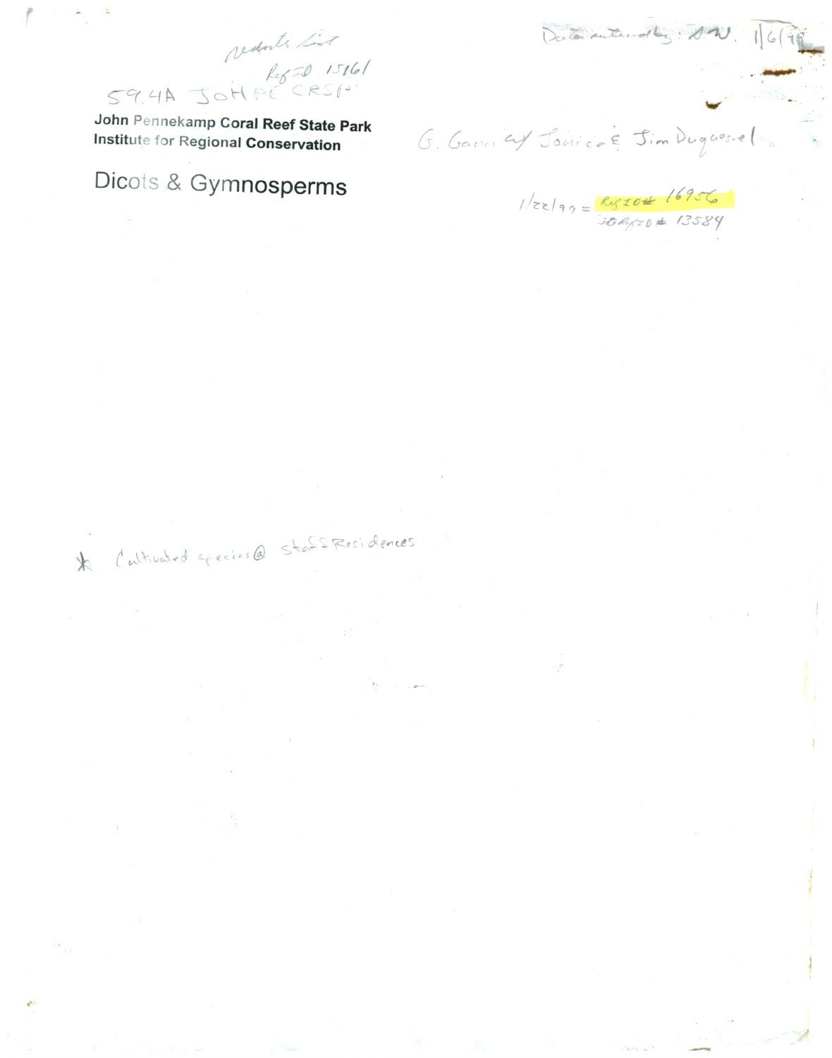Vendor's List
RefID 15161
59.4A JOHPE CRSP

Data entered by: A.W. 1/6/99

**John Pennekamp Coral Reef State Park**
**Institute for Regional Conservation**

G. Gann w/ Janice & Jim Duquesnel

# Dicots & Gymnosperms

1/22/99 = RefID# 16956
~~RefID# 13584~~

* Cultivated species @ Staff Residences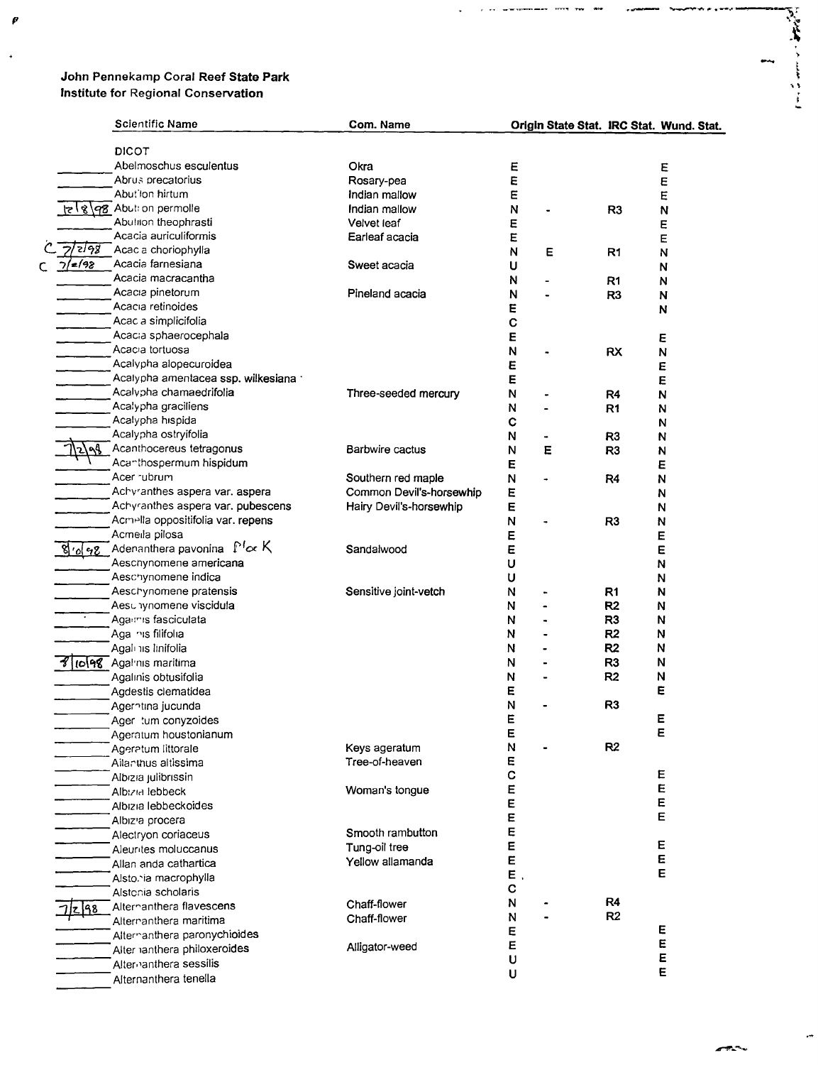**John Pennekamp Coral Reef State Park**
**Institute for Regional Conservation**

| | Scientific Name | Com. Name | Origin | State Stat. | IRC Stat. | Wund. Stat. |
|---|---|---|---|---|---|---|
| | DICOT | | | | | |
| | Abelmoschus esculentus | Okra | E | | | E |
| | Abrus precatorius | Rosary-pea | E | | | E |
| | Abutilon hirtum | Indian mallow | E | | | E |
| 12/8/98 | Abutilon permolle | Indian mallow | N | - | R3 | N |
| | Abutilon theophrasti | Velvet leaf | E | | | E |
| | Acacia auriculiformis | Earleaf acacia | E | | | E |
| C 7/2/98 | Acacia choriophylla | | N | E | R1 | N |
| C 7/2/98 | Acacia farnesiana | Sweet acacia | U | | | N |
| | Acacia macracantha | | N | - | R1 | N |
| | Acacia pinetorum | Pineland acacia | N | - | R3 | N |
| | Acacia retinoides | | E | | | N |
| | Acacia simplicifolia | | C | | | |
| | Acacia sphaerocephala | | E | | | E |
| | Acacia tortuosa | | N | - | RX | N |
| | Acalypha alopecuroidea | | E | | | E |
| | Acalypha amentacea ssp. wilkesiana | | E | | | E |
| | Acalypha chamaedrifolia | Three-seeded mercury | N | - | R4 | N |
| | Acalypha graciliens | | N | - | R1 | N |
| | Acalypha hispida | | C | | | N |
| | Acalypha ostryifolia | | N | - | R3 | N |
| 7/2/98 | Acanthocereus tetragonus | Barbwire cactus | N | E | R3 | N |
| | Acanthospermum hispidum | | E | | | E |
| | Acer rubrum | Southern red maple | N | - | R4 | N |
| | Achyranthes aspera var. aspera | Common Devil's-horsewhip | E | | | N |
| | Achyranthes aspera var. pubescens | Hairy Devil's-horsewhip | E | | | N |
| | Acmella oppositifolia var. repens | | N | - | R3 | N |
| | Acmella pilosa | | E | | | E |
| 8/10/98 | Adenanthera pavonina Plo K | Sandalwood | E | | | E |
| | Aeschynomene americana | | U | | | N |
| | Aeschynomene indica | | U | | | N |
| | Aeschynomene pratensis | Sensitive joint-vetch | N | - | R1 | N |
| | Aeschynomene viscidula | | N | - | R2 | N |
| | Agalinis fasciculata | | N | - | R3 | N |
| | Agalinis filifolia | | N | - | R2 | N |
| | Agalinis linifolia | | N | - | R2 | N |
| 8/10/98 | Agalinis maritima | | N | - | R3 | N |
| | Agalinis obtusifolia | | N | - | R2 | N |
| | Agdestis clematidea | | E | | | E |
| | Ageratina jucunda | | N | - | R3 | |
| | Ageratum conyzoides | | E | | | E |
| | Ageratum houstonianum | | E | | | E |
| | Ageratum littorale | Keys ageratum | N | - | R2 | |
| | Ailanthus altissima | Tree-of-heaven | E | | | |
| | Albizia julibrissin | | C | | | E |
| | Albizia lebbeck | Woman's tongue | E | | | E |
| | Albizia lebbeckoides | | E | | | E |
| | Albizia procera | | E | | | E |
| | Alectryon coriaceus | Smooth rambutton | E | | | |
| | Aleurites moluccanus | Tung-oil tree | E | | | E |
| | Allamanda cathartica | Yellow allamanda | E | | | E |
| | Alstonia macrophylla | | E | | | E |
| | Alstonia scholaris | | C | | | |
| 7/2/98 | Alternanthera flavescens | Chaff-flower | N | - | R4 | |
| | Alternanthera maritima | Chaff-flower | N | - | R2 | |
| | Alternanthera paronychioides | | E | | | E |
| | Alternanthera philoxeroides | Alligator-weed | E | | | E |
| | Alternanthera sessilis | | U | | | E |
| | Alternanthera tenella | | U | | | E |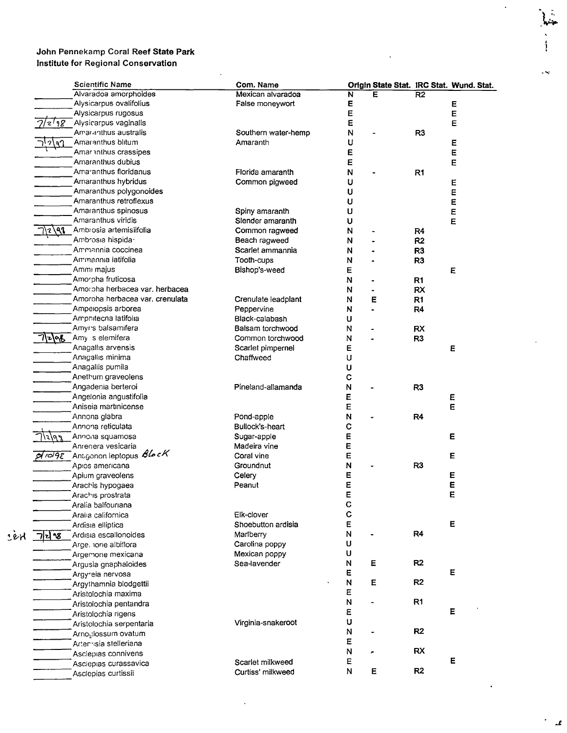**John Pennekamp Coral Reef State Park**
**Institute for Regional Conservation**

| | Scientific Name | Com. Name | Origin | State Stat. | IRC Stat. | Wund. Stat. |
|---|---|---|---|---|---|---|
| | Alvaradoa amorphoides | Mexican alvaradoa | N | E | R2 | |
| | Alysicarpus ovalifolius | False moneywort | E | | | E |
| | Alysicarpus rugosus | | E | | | E |
| 7/2/98 | Alysicarpus vaginalis | | E | | | E |
| | Amaranthus australis | Southern water-hemp | N | - | R3 | |
| 7/2/97 | Amaranthus blitum | Amaranth | U | | | E |
| | Amaranthus crassipes | | E | | | E |
| | Amaranthus dubius | | E | | | E |
| | Amaranthus floridanus | Florida amaranth | N | - | R1 | |
| | Amaranthus hybridus | Common pigweed | U | | | E |
| | Amaranthus polygonoides | | U | | | E |
| | Amaranthus retroflexus | | U | | | E |
| | Amaranthus spinosus | Spiny amaranth | U | | | E |
| | Amaranthus viridis | Slender amaranth | U | | | E |
| 7/2/98 | Ambrosia artemisiifolia | Common ragweed | N | - | R4 | |
| | Ambrosia hispida | Beach ragweed | N | - | R2 | |
| | Ammannia coccinea | Scarlet ammannia | N | - | R3 | |
| | Ammannia latifolia | Tooth-cups | N | - | R3 | |
| | Ammi majus | Bishop's-weed | E | | | E |
| | Amorpha fruticosa | | N | - | R1 | |
| | Amorpha herbacea var. herbacea | | N | - | RX | |
| | Amorpha herbacea var. crenulata | Crenulate leadplant | N | E | R1 | |
| | Ampelopsis arborea | Peppervine | N | - | R4 | |
| | Amphitecna latifolia | Black-calabash | U | | | |
| | Amyris balsamifera | Balsam torchwood | N | - | RX | |
| 7/2/98 | Amyris elemifera | Common torchwood | N | - | R3 | |
| | Anagallis arvensis | Scarlet pimpernel | E | | | E |
| | Anagallis minima | Chaffweed | U | | | |
| | Anagallis pumila | | U | | | |
| | Anethum graveolens | | C | | | |
| | Angadenia berteroi | Pineland-allamanda | N | - | R3 | |
| | Angelonia angustifolia | | E | | | E |
| | Aniseia martinicense | | E | | | E |
| | Annona glabra | Pond-apple | N | - | R4 | |
| | Annona reticulata | Bullock's-heart | C | | | |
| 7/2/98 | Annona squamosa | Sugar-apple | E | | | E |
| | Anredera vesicaria | Madeira vine | E | | | |
| 8/10/98 | Antigonon leptopus *Block* | Coral vine | E | | | E |
| | Apios americana | Groundnut | N | - | R3 | |
| | Apium graveolens | Celery | E | | | E |
| | Arachis hypogaea | Peanut | E | | | E |
| | Arachis prostrata | | E | | | E |
| | Aralia balfouriana | | C | | | |
| | Aralia californica | Elk-clover | C | | | |
| | Ardisia elliptica | Shoebutton ardisia | E | | | E |
| 7/2/98 | Ardisia escallonoides | Marlberry | N | - | R4 | |
| | Argemone albiflora | Carolina poppy | U | | | |
| | Argemone mexicana | Mexican poppy | U | | | |
| | Argusia gnaphaloides | Sea-lavender | N | E | R2 | |
| | Argyreia nervosa | | E | | | E |
| | Argythamnia blodgettii | | N | E | R2 | |
| | Aristolochia maxima | | E | | | |
| | Aristolochia pentandra | | N | - | R1 | |
| | Aristolochia rigens | | E | | | E |
| | Aristolochia serpentaria | Virginia-snakeroot | U | | | |
| | Arnoglossum ovatum | | N | - | R2 | |
| | Artemisia stelleriana | | E | | | |
| | Asclepias connivens | | N | - | RX | |
| | Asclepias curassavica | Scarlet milkweed | E | | | E |
| | Asclepias curtissii | Curtiss' milkweed | N | E | R2 | |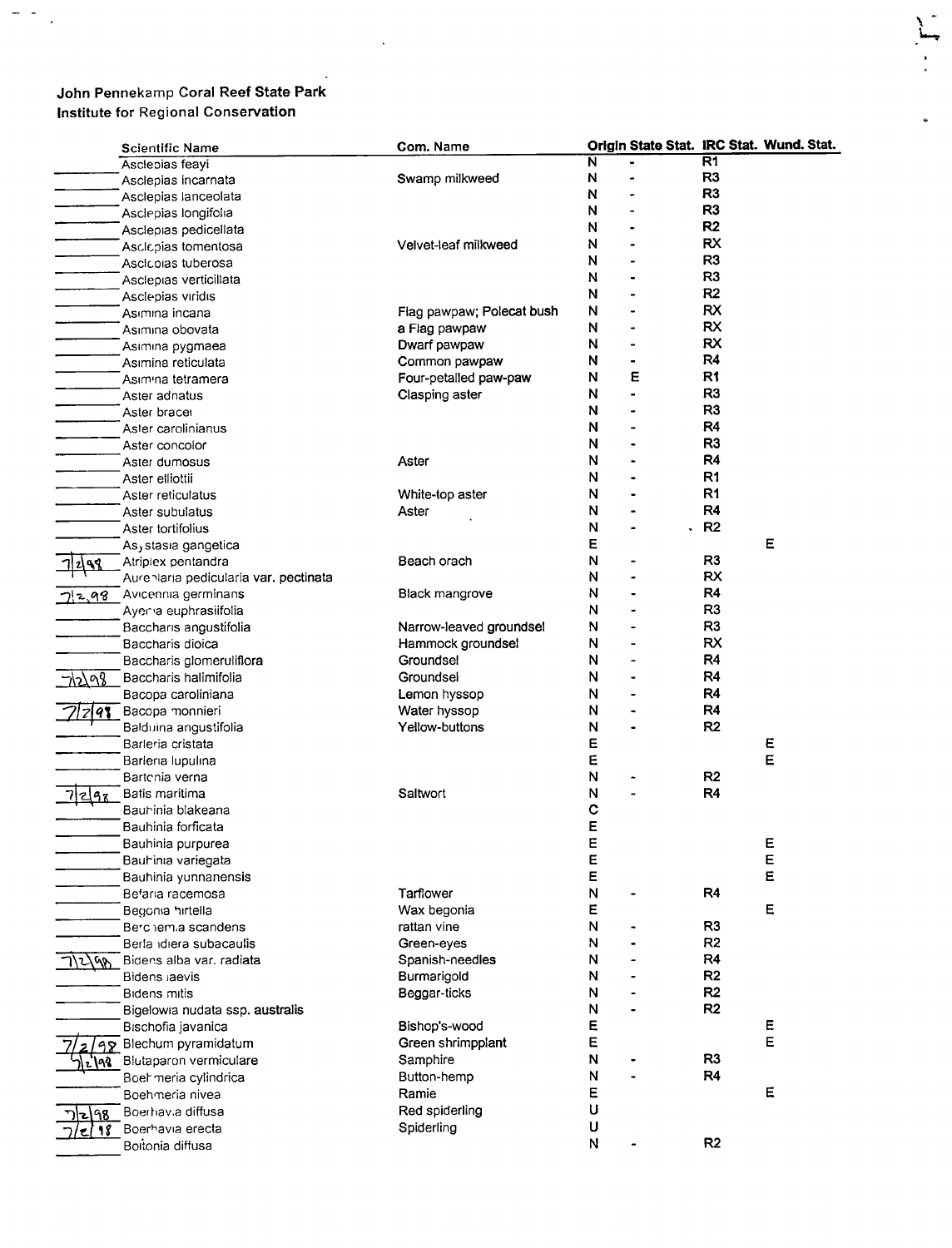John Pennekamp Coral Reef State Park
Institute for Regional Conservation

| | Scientific Name | Com. Name | Origin | State Stat. | IRC Stat. | Wund. Stat. |
|---|---|---|---|---|---|---|
| | Asclepias feayi | | N | - | R1 | |
| | Asclepias incarnata | Swamp milkweed | N | - | R3 | |
| | Asclepias lanceolata | | N | - | R3 | |
| | Asclepias longifolia | | N | - | R3 | |
| | Asclepias pedicellata | | N | - | R2 | |
| | Asclepias tomentosa | Velvet-leaf milkweed | N | - | RX | |
| | Asclepias tuberosa | | N | - | R3 | |
| | Asclepias verticillata | | N | - | R3 | |
| | Asclepias viridis | | N | - | R2 | |
| | Asimina incana | Flag pawpaw; Polecat bush | N | - | RX | |
| | Asimina obovata | a Flag pawpaw | N | - | RX | |
| | Asimina pygmaea | Dwarf pawpaw | N | - | RX | |
| | Asimina reticulata | Common pawpaw | N | - | R4 | |
| | Asimina tetramera | Four-petalled paw-paw | N | E | R1 | |
| | Aster adnatus | Clasping aster | N | - | R3 | |
| | Aster bracei | | N | - | R3 | |
| | Aster carolinianus | | N | - | R4 | |
| | Aster concolor | | N | - | R3 | |
| | Aster dumosus | Aster | N | - | R4 | |
| | Aster elliottii | | N | - | R1 | |
| | Aster reticulatus | White-top aster | N | - | R1 | |
| | Aster subulatus | Aster | N | - | R4 | |
| | Aster tortifolius | | N | - | R2 | |
| | Asystasia gangetica | | E | | | E |
| 7/2/98 | Atriplex pentandra | Beach orach | N | - | R3 | |
| | Aureolaria pedicularia var. pectinata | | N | - | RX | |
| 7/2/98 | Avicennia germinans | Black mangrove | N | - | R4 | |
| | Ayenia euphrasiifolia | | N | - | R3 | |
| | Baccharis angustifolia | Narrow-leaved groundsel | N | - | R3 | |
| | Baccharis dioica | Hammock groundsel | N | - | RX | |
| | Baccharis glomeruliflora | Groundsel | N | - | R4 | |
| 7/2/98 | Baccharis halimifolia | Groundsel | N | - | R4 | |
| | Bacopa caroliniana | Lemon hyssop | N | - | R4 | |
| 7/2/98 | Bacopa monnieri | Water hyssop | N | - | R4 | |
| | Balduina angustifolia | Yellow-buttons | N | - | R2 | |
| | Barleria cristata | | E | | | E |
| | Barleria lupulina | | E | | | E |
| | Bartonia verna | | N | - | R2 | |
| 7/2/98 | Batis maritima | Saltwort | N | - | R4 | |
| | Bauhinia blakeana | | C | | | |
| | Bauhinia forficata | | E | | | |
| | Bauhinia purpurea | | E | | | E |
| | Bauhinia variegata | | E | | | E |
| | Bauhinia yunnanensis | | E | | | E |
| | Befaria racemosa | Tarflower | N | - | R4 | |
| | Begonia hirtella | Wax begonia | E | | | E |
| | Berchemia scandens | rattan vine | N | - | R3 | |
| | Berlandiera subacaulis | Green-eyes | N | - | R2 | |
| 7/2/98 | Bidens alba var. radiata | Spanish-needles | N | - | R4 | |
| | Bidens laevis | Burmarigold | N | - | R2 | |
| | Bidens mitis | Beggar-ticks | N | - | R2 | |
| | Bigelowia nudata ssp. australis | | N | - | R2 | |
| | Bischofia javanica | Bishop's-wood | E | | | E |
| 7/2/98 | Blechum pyramidatum | Green shrimpplant | E | | | E |
| 7/2/98 | Blutaparon vermiculare | Samphire | N | - | R3 | |
| | Boehmeria cylindrica | Button-hemp | N | - | R4 | |
| | Boehmeria nivea | Ramie | E | | | E |
| 7/2/98 | Boerhavia diffusa | Red spiderling | U | | | |
| 7/2/98 | Boerhavia erecta | Spiderling | U | | | |
| | Boltonia diffusa | | N | - | R2 | |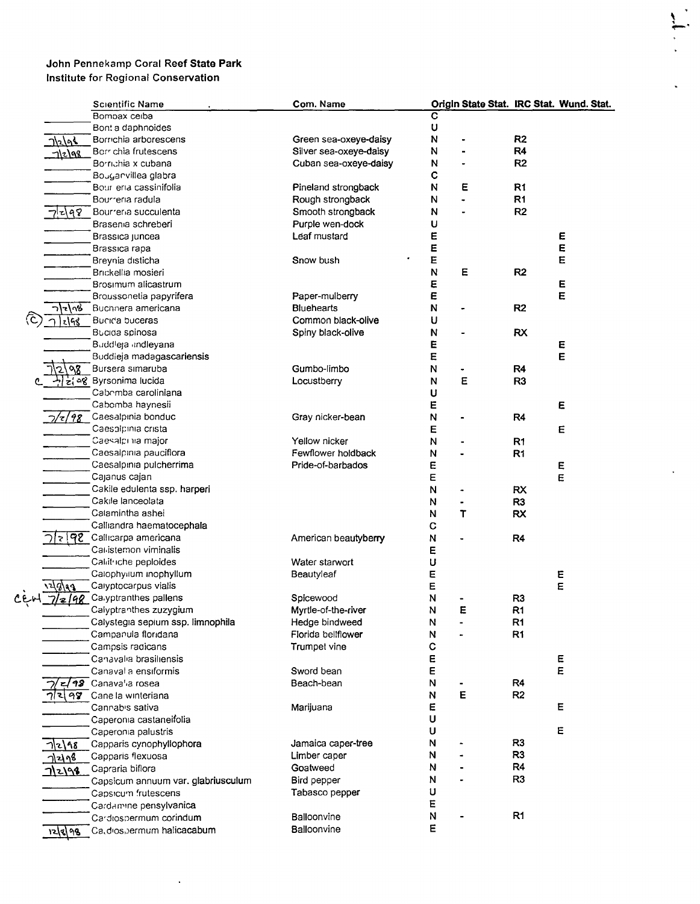John Pennekamp Coral Reef State Park
Institute for Regional Conservation

| | Scientific Name | Com. Name | Origin | State Stat. | IRC Stat. | Wund. Stat. |
|---|---|---|---|---|---|---|
| | Bombax ceiba | | C | | | |
| | Bontia daphnoides | | U | | | |
| 7/2/98 | Borrichia arborescens | Green sea-oxeye-daisy | N | - | R2 | |
| 7/2/98 | Borrichia frutescens | Silver sea-oxeye-daisy | N | - | R4 | |
| | Borrichia x cubana | Cuban sea-oxeye-daisy | N | - | R2 | |
| | Bougainvillea glabra | | C | | | |
| | Bourreria cassinifolia | Pineland strongback | N | E | R1 | |
| | Bourreria radula | Rough strongback | N | - | R1 | |
| 7/2/98 | Bourreria succulenta | Smooth strongback | N | - | R2 | |
| | Brasenia schreberi | Purple wen-dock | U | | | |
| | Brassica juncea | Leaf mustard | E | | | E |
| | Brassica rapa | | E | | | E |
| | Breynia disticha | Snow bush | E | | | E |
| | Brickellia mosieri | | N | E | R2 | |
| | Brosimum alicastrum | | E | | | E |
| | Broussonetia papyrifera | Paper-mulberry | E | | | E |
| 7/2/98 | Buchnera americana | Bluehearts | N | - | R2 | |
| (C) 7/2/98 | Bucida buceras | Common black-olive | U | | | |
| | Bucida spinosa | Spiny black-olive | N | - | RX | |
| | Buddleja lindleyana | | E | | | E |
| | Buddleja madagascariensis | | E | | | E |
| 7/2/98 | Bursera simaruba | Gumbo-limbo | N | - | R4 | |
| c 7/2/98 | Byrsonima lucida | Locustberry | N | E | R3 | |
| | Cabomba caroliniana | | U | | | |
| | Cabomba haynesii | | E | | | E |
| 7/2/98 | Caesalpinia bonduc | Gray nicker-bean | N | - | R4 | |
| | Caesalpinia crista | | E | | | E |
| | Caesalpinia major | Yellow nicker | N | - | R1 | |
| | Caesalpinia pauciflora | Fewflower holdback | N | - | R1 | |
| | Caesalpinia pulcherrima | Pride-of-barbados | E | | | E |
| | Cajanus cajan | | E | | | E |
| | Cakile edulenta ssp. harperi | | N | - | RX | |
| | Cakile lanceolata | | N | - | R3 | |
| | Calamintha ashei | | N | T | RX | |
| | Calliandra haematocephala | | C | | | |
| 7/2/98 | Callicarpa americana | American beautyberry | N | - | R4 | |
| | Callistemon viminalis | | E | | | |
| | Callitriche peploides | Water starwort | U | | | |
| | Calophyllum inophyllum | Beautyleaf | E | | | E |
| 12/8/98 | Calyptocarpus vialis | | E | | | E |
| CEH 7/2/98 | Calyptranthes pallens | Spicewood | N | - | R3 | |
| | Calyptranthes zuzygium | Myrtle-of-the-river | N | E | R1 | |
| | Calystegia sepium ssp. limnophila | Hedge bindweed | N | - | R1 | |
| | Campanula floridana | Florida bellflower | N | - | R1 | |
| | Campsis radicans | Trumpet vine | C | | | |
| | Canavalia brasiliensis | | E | | | E |
| | Canavalia ensiformis | Sword bean | E | | | E |
| 7/2/98 | Canavalia rosea | Beach-bean | N | - | R4 | |
| 7/2/98 | Canella winteriana | | N | E | R2 | |
| | Cannabis sativa | Marijuana | E | | | E |
| | Caperonia castaneifolia | | U | | | |
| | Caperonia palustris | | U | | | E |
| 7/2/98 | Capparis cynophyllophora | Jamaica caper-tree | N | - | R3 | |
| 7/2/98 | Capparis flexuosa | Limber caper | N | - | R3 | |
| 7/2/98 | Capraria biflora | Goatweed | N | - | R4 | |
| | Capsicum annuum var. glabriusculum | Bird pepper | N | - | R3 | |
| | Capsicum frutescens | Tabasco pepper | U | | | |
| | Cardamine pensylvanica | | E | | | |
| | Cardiospermum corindum | Balloonvine | N | - | R1 | |
| 12/8/98 | Cardiospermum halicacabum | Balloonvine | E | | | |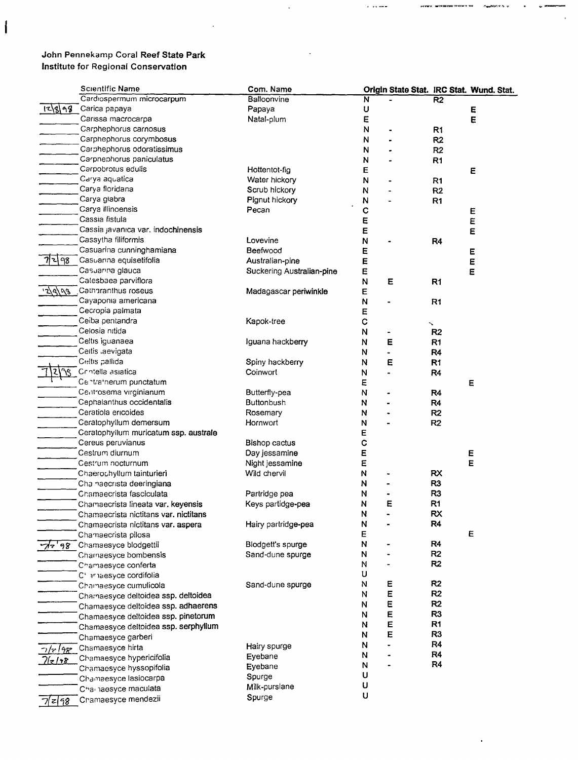John Pennekamp Coral Reef State Park
Institute for Regional Conservation

| | Scientific Name | Com. Name | Origin | State Stat. | IRC Stat. | Wund. Stat. |
|---|---|---|---|---|---|---|
| | Cardiospermum microcarpum | Balloonvine | N | - | R2 | |
| 12/8/98 | Carica papaya | Papaya | U | | | E |
| | Carissa macrocarpa | Natal-plum | E | | | E |
| | Carphephorus carnosus | | N | - | R1 | |
| | Carphephorus corymbosus | | N | - | R2 | |
| | Carphephorus odoratissimus | | N | - | R2 | |
| | Carphephorus paniculatus | | N | - | R1 | |
| | Carpobrotus edulis | Hottentot-fig | E | | | E |
| | Carya aquatica | Water hickory | N | - | R1 | |
| | Carya floridana | Scrub hickory | N | - | R2 | |
| | Carya glabra | Pignut hickory | N | - | R1 | |
| | Carya illinoensis | Pecan | C | | | E |
| | Cassia fistula | | E | | | E |
| | Cassia javanica var. indochinensis | | E | | | E |
| | Cassytha filiformis | Lovevine | N | - | R4 | |
| | Casuarina cunninghamiana | Beefwood | E | | | E |
| 7/2/98 | Casuarina equisetifolia | Australian-pine | E | | | E |
| | Casuarina glauca | Suckering Australian-pine | E | | | E |
| | Catesbaea parviflora | | N | E | R1 | |
| 12/9/98 | Catharanthus roseus | Madagascar periwinkle | E | | | |
| | Cayaponia americana | | N | - | R1 | |
| | Cecropia palmata | | E | | | |
| | Ceiba pentandra | Kapok-tree | C | | | |
| | Celosia nitida | | N | - | R2 | |
| | Celtis iguanaea | Iguana hackberry | N | E | R1 | |
| | Celtis laevigata | | N | - | R4 | |
| | Celtis pallida | Spiny hackberry | N | E | R1 | |
| 7/2/98 | Centella asiatica | Coinwort | N | - | R4 | |
| | Centratherum punctatum | | E | | | E |
| | Centrosema virginianum | Butterfly-pea | N | - | R4 | |
| | Cephalanthus occidentalis | Buttonbush | N | - | R4 | |
| | Ceratiola ericoides | Rosemary | N | - | R2 | |
| | Ceratophyllum demersum | Hornwort | N | - | R2 | |
| | Ceratophyllum muricatum ssp. australe | | E | | | |
| | Cereus peruvianus | Bishop cactus | C | | | |
| | Cestrum diurnum | Day jessamine | E | | | E |
| | Cestrum nocturnum | Night jessamine | E | | | E |
| | Chaerophyllum tainturieri | Wild chervil | N | - | RX | |
| | Chamaecrista deeringiana | | N | - | R3 | |
| | Chamaecrista fasciculata | Partridge pea | N | - | R3 | |
| | Chamaecrista lineata var. keyensis | Keys partidge-pea | N | E | R1 | |
| | Chamaecrista nictitans var. nictitans | | N | - | RX | |
| | Chamaecrista nictitans var. aspera | Hairy partridge-pea | N | - | R4 | |
| | Chamaecrista pilosa | | E | | | E |
| 7/2/98 | Chamaesyce blodgettii | Blodgett's spurge | N | - | R4 | |
| | Chamaesyce bombensis | Sand-dune spurge | N | - | R2 | |
| | Chamaesyce conferta | | N | - | R2 | |
| | Chamaesyce cordifolia | | U | | | |
| | Chamaesyce cumulicola | Sand-dune spurge | N | E | R2 | |
| | Chamaesyce deltoidea ssp. deltoidea | | N | E | R2 | |
| | Chamaesyce deltoidea ssp. adhaerens | | N | E | R2 | |
| | Chamaesyce deltoidea ssp. pinetorum | | N | E | R3 | |
| | Chamaesyce deltoidea ssp. serphyllum | | N | E | R1 | |
| | Chamaesyce garberi | | N | E | R3 | |
| 7/2/98 | Chamaesyce hirta | Hairy spurge | N | - | R4 | |
| 7/2/98 | Chamaesyce hypericifolia | Eyebane | N | - | R4 | |
| | Chamaesyce hyssopifolia | Eyebane | N | - | R4 | |
| | Chamaesyce lasiocarpa | Spurge | U | | | |
| | Chamaesyce maculata | Milk-purslane | U | | | |
| 7/2/98 | Chamaesyce mendezii | Spurge | U | | | |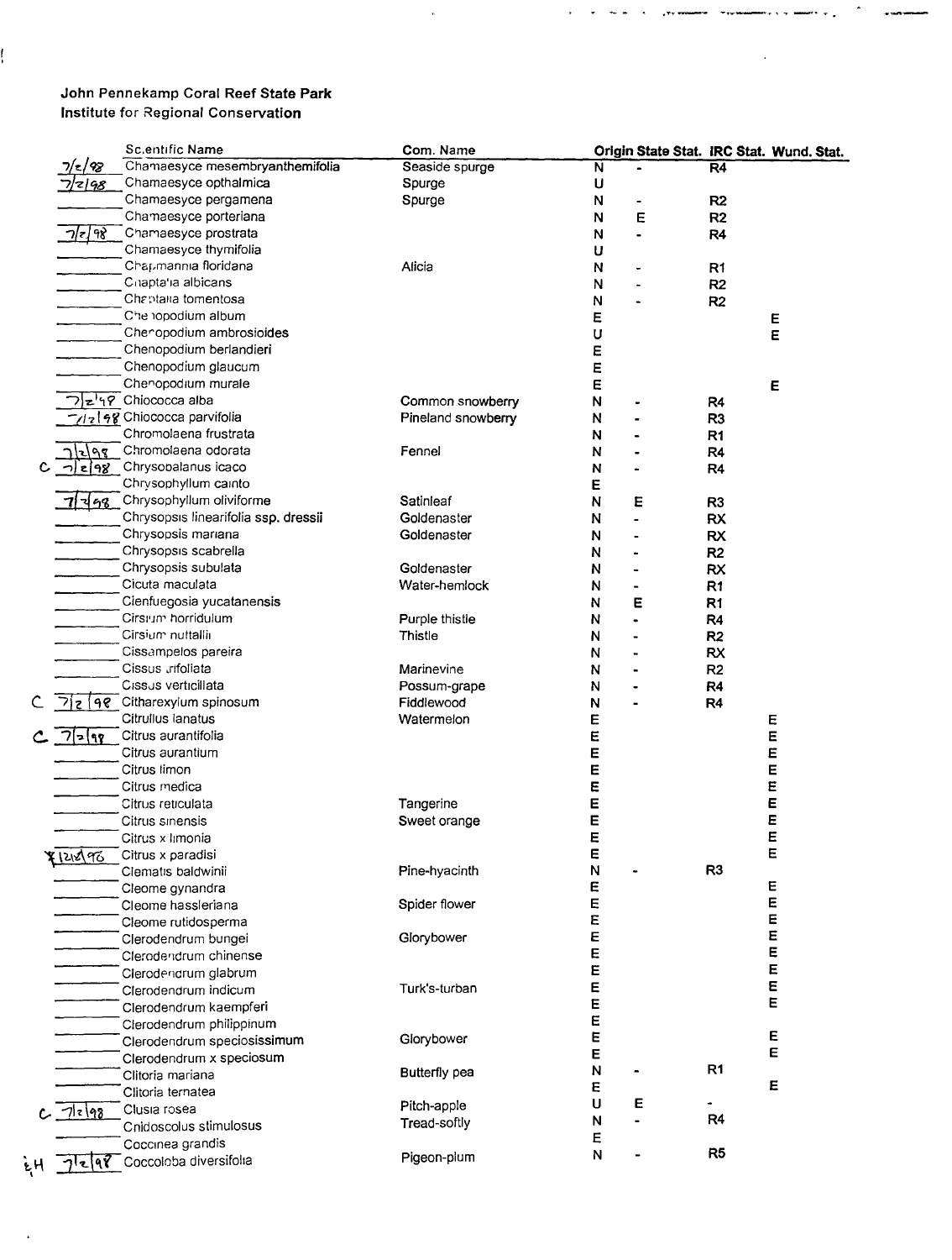John Pennekamp Coral Reef State Park
Institute for Regional Conservation

| | | Scientific Name | Com. Name | Origin | State Stat. | IRC Stat. | Wund. Stat. |
|---|---|---|---|---|---|---|---|
| | 7/2/98 | Chamaesyce mesembryanthemifolia | Seaside spurge | N | - | R4 | |
| | 7/2/98 | Chamaesyce opthalmica | Spurge | U | | | |
| | | Chamaesyce pergamena | Spurge | N | - | R2 | |
| | | Chamaesyce porteriana | | N | E | R2 | |
| | 7/2/98 | Chamaesyce prostrata | | N | - | R4 | |
| | | Chamaesyce thymifolia | | U | | | |
| | | Chapmannia floridana | Alicia | N | - | R1 | |
| | | Chaptalia albicans | | N | - | R2 | |
| | | Chaptalia tomentosa | | N | - | R2 | |
| | | Chenopodium album | | E | | | E |
| | | Chenopodium ambrosioides | | U | | | E |
| | | Chenopodium berlandieri | | E | | | |
| | | Chenopodium glaucum | | E | | | |
| | | Chenopodium murale | | E | | | E |
| | 7/2/98 | Chiococca alba | Common snowberry | N | - | R4 | |
| | 7/2/98 | Chiococca parvifolia | Pineland snowberry | N | - | R3 | |
| | | Chromolaena frustrata | | N | - | R1 | |
| | 7/2/98 | Chromolaena odorata | Fennel | N | - | R4 | |
| C | 7/2/98 | Chrysobalanus icaco | | N | - | R4 | |
| | | Chrysophyllum cainto | | E | | | |
| | 7/2/98 | Chrysophyllum oliviforme | Satinleaf | N | E | R3 | |
| | | Chrysopsis linearifolia ssp. dressii | Goldenaster | N | - | RX | |
| | | Chrysopsis mariana | Goldenaster | N | - | RX | |
| | | Chrysopsis scabrella | | N | - | R2 | |
| | | Chrysopsis subulata | Goldenaster | N | - | RX | |
| | | Cicuta maculata | Water-hemlock | N | - | R1 | |
| | | Cienfuegosia yucatanensis | | N | E | R1 | |
| | | Cirsium horridulum | Purple thistle | N | - | R4 | |
| | | Cirsium nuttallii | Thistle | N | - | R2 | |
| | | Cissampelos pareira | | N | - | RX | |
| | | Cissus trifoliata | Marinevine | N | - | R2 | |
| | | Cissus verticillata | Possum-grape | N | - | R4 | |
| C | 7/2/98 | Citharexylum spinosum | Fiddlewood | N | - | R4 | |
| | | Citrullus lanatus | Watermelon | E | | | E |
| C | 7/2/98 | Citrus aurantifolia | | E | | | E |
| | | Citrus aurantium | | E | | | E |
| | | Citrus limon | | E | | | E |
| | | Citrus medica | | E | | | E |
| | | Citrus reticulata | Tangerine | E | | | E |
| | | Citrus sinensis | Sweet orange | E | | | E |
| | | Citrus x limonia | | E | | | E |
| | X 12/18/96 | Citrus x paradisi | | E | | | E |
| | | Clematis baldwinii | Pine-hyacinth | N | - | R3 | |
| | | Cleome gynandra | | E | | | E |
| | | Cleome hassleriana | Spider flower | E | | | E |
| | | Cleome rutidosperma | | E | | | E |
| | | Clerodendrum bungei | Glorybower | E | | | E |
| | | Clerodendrum chinense | | E | | | E |
| | | Clerodendrum glabrum | | E | | | E |
| | | Clerodendrum indicum | Turk's-turban | E | | | E |
| | | Clerodendrum kaempferi | | E | | | E |
| | | Clerodendrum philippinum | | E | | | |
| | | Clerodendrum speciosissimum | Glorybower | E | | | E |
| | | Clerodendrum x speciosum | | E | | | E |
| | | Clitoria mariana | Butterfly pea | N | - | R1 | |
| | | Clitoria ternatea | | E | | | E |
| C | 7/2/98 | Clusia rosea | Pitch-apple | U | E | - | |
| | | Cnidoscolus stimulosus | Tread-softly | N | - | R4 | |
| | | Coccinea grandis | | E | | | |
| EH | 7/2/98 | Coccoloba diversifolia | Pigeon-plum | N | - | R5 | |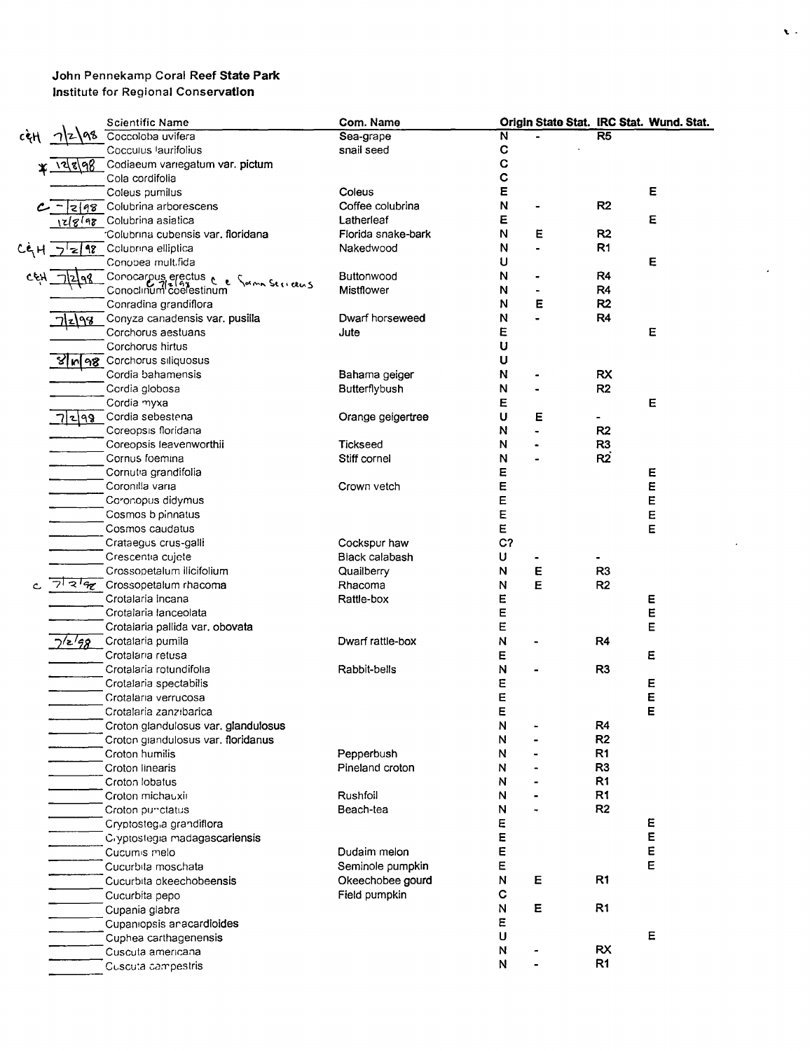John Pennekamp Coral Reef State Park
Institute for Regional Conservation

| | Scientific Name | Com. Name | Origin | State Stat. | IRC Stat. | Wund. Stat. |
|---|---|---|---|---|---|---|
| C&H 7/2/98 | Coccoloba uvifera | Sea-grape | N | - | R5 | |
| | Cocculus laurifolius | snail seed | C | | | |
| * 12/8/98 | Codiaeum variegatum var. pictum | | C | | | |
| | Cola cordifolia | | C | | | |
| | Coleus pumilus | Coleus | E | | | E |
| C - 2/98 | Colubrina arborescens | Coffee colubrina | N | - | R2 | |
| 12/8/98 | Colubrina asiatica | Latherleaf | E | | | E |
| | Colubrina cubensis var. floridana | Florida snake-bark | N | E | R2 | |
| C&H 7/2/98 | Colubrina elliptica | Nakedwood | N | - | R1 | |
| | Conobea multifida | | U | | | E |
| C&H 7/2/98 | Conocarpus erectus C C 7/2/98 forma sericeus | Buttonwood | N | - | R4 | |
| | Conoclinum coelestinum | Mistflower | N | - | R4 | |
| | Conradina grandiflora | | N | E | R2 | |
| 7/2/98 | Conyza canadensis var. pusilla | Dwarf horseweed | N | - | R4 | |
| | Corchorus aestuans | Jute | E | | | E |
| | Corchorus hirtus | | U | | | |
| 8/11/98 | Corchorus siliquosus | | U | | | |
| | Cordia bahamensis | Bahama geiger | N | - | RX | |
| | Cordia globosa | Butterflybush | N | - | R2 | |
| | Cordia myxa | | E | | | E |
| 7/2/98 | Cordia sebestena | Orange geigertree | U | E | - | |
| | Coreopsis floridana | | N | - | R2 | |
| | Coreopsis leavenworthii | Tickseed | N | - | R3 | |
| | Cornus foemina | Stiff cornel | N | - | R2 | |
| | Cornutia grandifolia | | E | | | E |
| | Coronilla varia | Crown vetch | E | | | E |
| | Coronopus didymus | | E | | | E |
| | Cosmos bipinnatus | | E | | | E |
| | Cosmos caudatus | | E | | | E |
| | Crataegus crus-galli | Cockspur haw | C? | | | |
| | Crescentia cujete | Black calabash | U | - | - | |
| | Crossopetalum ilicifolium | Quailberry | N | E | R3 | |
| C 7/2/98 | Crossopetalum rhacoma | Rhacoma | N | E | R2 | |
| | Crotalaria incana | Rattle-box | E | | | E |
| | Crotalaria lanceolata | | E | | | E |
| | Crotalaria pallida var. obovata | | E | | | E |
| 7/2/98 | Crotalaria pumila | Dwarf rattle-box | N | - | R4 | |
| | Crotalaria retusa | | E | | | E |
| | Crotalaria rotundifolia | Rabbit-bells | N | - | R3 | |
| | Crotalaria spectabilis | | E | | | E |
| | Crotalaria verrucosa | | E | | | E |
| | Crotalaria zanzibarica | | E | | | E |
| | Croton glandulosus var. glandulosus | | N | - | R4 | |
| | Croton glandulosus var. floridanus | | N | - | R2 | |
| | Croton humilis | Pepperbush | N | - | R1 | |
| | Croton linearis | Pineland croton | N | - | R3 | |
| | Croton lobatus | | N | - | R1 | |
| | Croton michauxii | Rushfoil | N | - | R1 | |
| | Croton punctatus | Beach-tea | N | - | R2 | |
| | Cryptostegia grandiflora | | E | | | E |
| | Cryptostegia madagascariensis | | E | | | E |
| | Cucumis melo | Dudaim melon | E | | | E |
| | Cucurbita moschata | Seminole pumpkin | E | | | E |
| | Cucurbita okeechobeensis | Okeechobee gourd | N | E | R1 | |
| | Cucurbita pepo | Field pumpkin | C | | | |
| | Cupania glabra | | N | E | R1 | |
| | Cupaniopsis anacardioides | | E | | | |
| | Cuphea carthagenensis | | U | | | E |
| | Cuscuta americana | | N | - | RX | |
| | Cuscuta campestris | | N | - | R1 | |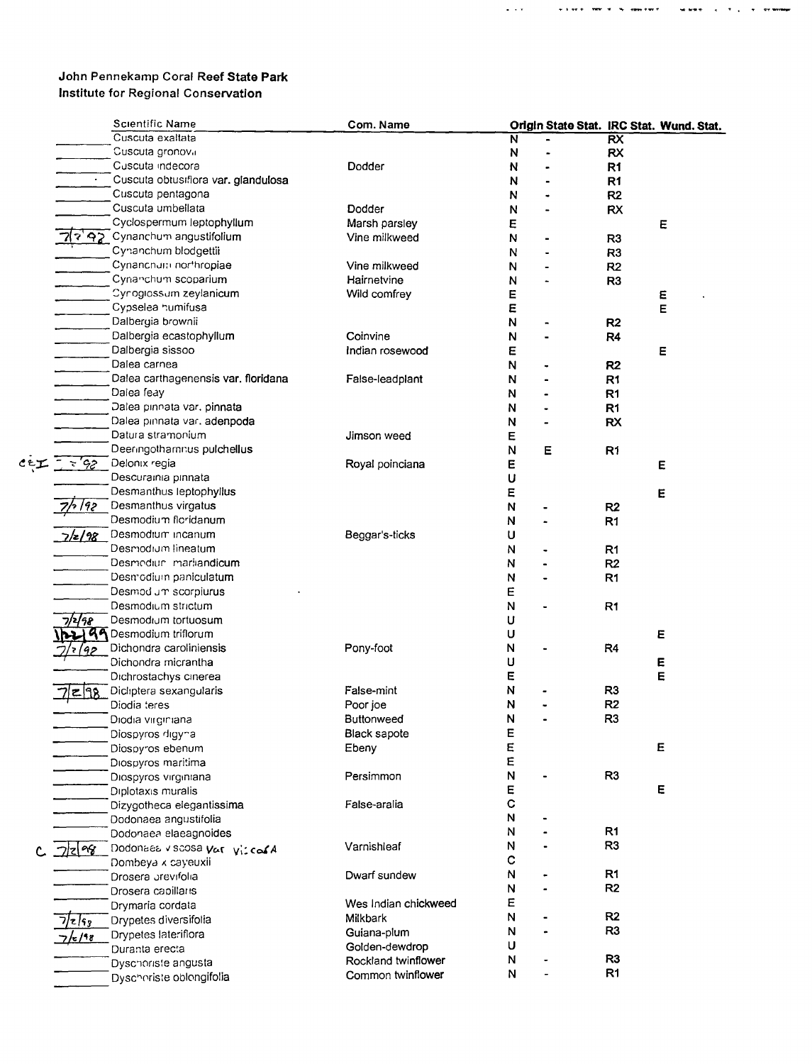John Pennekamp Coral Reef State Park
Institute for Regional Conservation

| | Scientific Name | Com. Name | Origin | State Stat. | IRC Stat. | Wund. Stat. |
|---|---|---|---|---|---|---|
| | Cuscuta exaltata | | N | - | RX | |
| | Cuscuta gronovii | | N | - | RX | |
| | Cuscuta indecora | Dodder | N | - | R1 | |
| | Cuscuta obtusiflora var. glandulosa | | N | - | R1 | |
| | Cuscuta pentagona | | N | - | R2 | |
| | Cuscuta umbellata | Dodder | N | - | RX | |
| | Cyclospermum leptophyllum | Marsh parsley | E | | | E |
| 7/2/98 | Cynanchum angustifolium | Vine milkweed | N | - | R3 | |
| | Cynanchum blodgettii | | N | - | R3 | |
| | Cynanchum northropiae | Vine milkweed | N | - | R2 | |
| | Cynanchum scoparium | Hairnetvine | N | - | R3 | |
| | Cynoglossum zeylanicum | Wild comfrey | E | | | E |
| | Cypselea humifusa | | E | | | E |
| | Dalbergia brownii | | N | - | R2 | |
| | Dalbergia ecastophyllum | Coinvine | N | - | R4 | |
| | Dalbergia sissoo | Indian rosewood | E | | | E |
| | Dalea carnea | | N | - | R2 | |
| | Dalea carthagenensis var. floridana | False-leadplant | N | - | R1 | |
| | Dalea feay | | N | - | R1 | |
| | Dalea pinnata var. pinnata | | N | - | R1 | |
| | Dalea pinnata var. adenopoda | | N | - | RX | |
| | Datura stramonium | Jimson weed | E | | | |
| | Deeringothamnus pulchellus | | N | E | R1 | |
| CEI 7/2/98 | Delonix regia | Royal poinciana | E | | | E |
| | Descurainia pinnata | | U | | | |
| | Desmanthus leptophyllus | | E | | | E |
| 7/2/98 | Desmanthus virgatus | | N | - | R2 | |
| | Desmodium floridanum | | N | - | R1 | |
| 7/2/98 | Desmodium incanum | Beggar's-ticks | U | | | |
| | Desmodium lineatum | | N | - | R1 | |
| | Desmodium marilandicum | | N | - | R2 | |
| | Desmodium paniculatum | | N | - | R1 | |
| | Desmodium scorpiurus | | E | | | |
| | Desmodium strictum | | N | - | R1 | |
| 7/2/98 | Desmodium tortuosum | | U | | | |
| 1/22/99 | Desmodium triflorum | | U | | | E |
| 7/2/98 | Dichondra caroliniensis | Pony-foot | N | - | R4 | |
| | Dichondra micrantha | | U | | | E |
| | Dichrostachys cinerea | | E | | | E |
| 7/2/98 | Dicliptera sexangularis | False-mint | N | - | R3 | |
| | Diodia teres | Poor joe | N | - | R2 | |
| | Diodia virginiana | Buttonweed | N | - | R3 | |
| | Diospyros digyna | Black sapote | E | | | |
| | Diospyros ebenum | Ebeny | E | | | E |
| | Diospyros maritima | | E | | | |
| | Diospyros virginiana | Persimmon | N | - | R3 | |
| | Diplotaxis muralis | | E | | | E |
| | Dizygotheca elegantissima | False-aralia | C | | | |
| | Dodonaea angustifolia | | N | - | | |
| | Dodonaea elaeagnoides | | N | - | R1 | |
| C 7/2/98 | Dodonaea viscosa var viscosa | Varnishleaf | N | - | R3 | |
| | Dombeya x cayeuxii | | C | | | |
| | Drosera brevifolia | Dwarf sundew | N | - | R1 | |
| | Drosera capillaris | | N | - | R2 | |
| | Drymaria cordata | Wes Indian chickweed | E | | | |
| 7/2/98 | Drypetes diversifolia | Milkbark | N | - | R2 | |
| 7/2/98 | Drypetes lateriflora | Guiana-plum | N | - | R3 | |
| | Duranta erecta | Golden-dewdrop | U | | | |
| | Dyschoriste angusta | Rockland twinflower | N | - | R3 | |
| | Dyschoriste oblongifolia | Common twinflower | N | - | R1 | |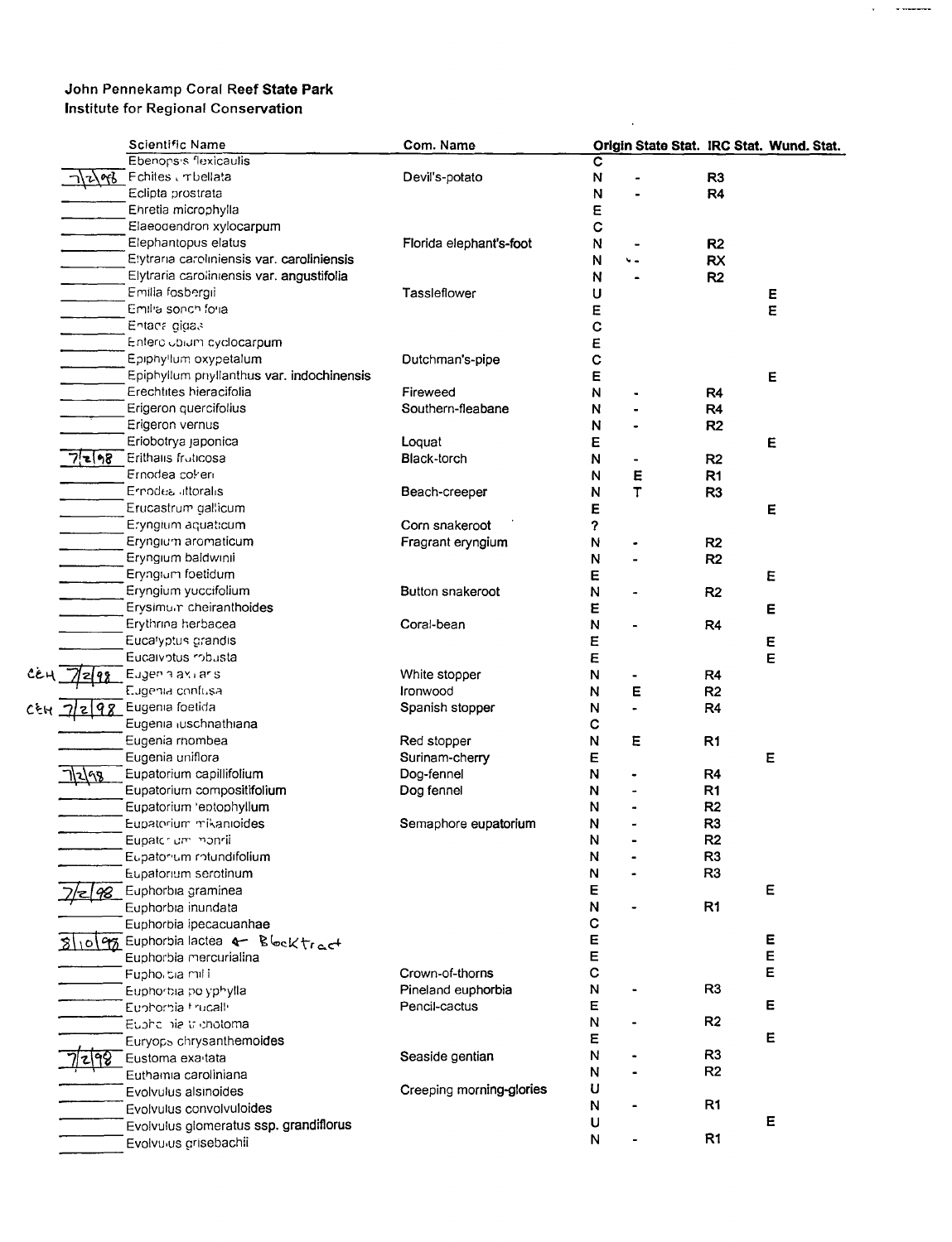**John Pennekamp Coral Reef State Park**
**Institute for Regional Conservation**

| | Scientific Name | Com. Name | Origin | State Stat. | IRC Stat. | Wund. Stat. |
|---|---|---|---|---|---|---|
| | Ebenopsis flexicaulis | | C | | | |
| 7/2/98 | Echites umbellata | Devil's-potato | N | - | R3 | |
| | Eclipta prostrata | | N | - | R4 | |
| | Ehretia microphylla | | E | | | |
| | Elaeodendron xylocarpum | | C | | | |
| | Elephantopus elatus | Florida elephant's-foot | N | - | R2 | |
| | Elytraria caroliniensis var. caroliniensis | | N | - | RX | |
| | Elytraria caroliniensis var. angustifolia | | N | - | R2 | |
| | Emilia fosbergii | Tassleflower | U | | | E |
| | Emilia sonchifolia | | E | | | E |
| | Entada gigas | | C | | | |
| | Enterolobium cyclocarpum | | E | | | |
| | Epiphyllum oxypetalum | Dutchman's-pipe | C | | | |
| | Epiphyllum phyllanthus var. indochinensis | | E | | | E |
| | Erechtites hieracifolia | Fireweed | N | - | R4 | |
| | Erigeron quercifolius | Southern-fleabane | N | - | R4 | |
| | Erigeron vernus | | N | - | R2 | |
| | Eriobotrya japonica | Loquat | E | | | E |
| 7/2/98 | Erithalis fruticosa | Black-torch | N | - | R2 | |
| | Ernodea cokeri | | N | E | R1 | |
| | Ernodea littoralis | Beach-creeper | N | T | R3 | |
| | Erucastrum gallicum | | E | | | E |
| | Eryngium aquaticum | Corn snakeroot | ? | | | |
| | Eryngium aromaticum | Fragrant eryngium | N | - | R2 | |
| | Eryngium baldwinii | | N | - | R2 | |
| | Eryngium foetidum | | E | | | E |
| | Eryngium yuccifolium | Button snakeroot | N | - | R2 | |
| | Erysimum cheiranthoides | | E | | | E |
| | Erythrina herbacea | Coral-bean | N | - | R4 | |
| | Eucalyptus grandis | | E | | | E |
| | Eucalyptus robusta | | E | | | E |
| CEH 7/2/98 | Eugenia axillaris | White stopper | N | - | R4 | |
| | Eugenia confusa | Ironwood | N | E | R2 | |
| CEH 7/2/98 | Eugenia foetida | Spanish stopper | N | - | R4 | |
| | Eugenia luschnathiana | | C | | | |
| | Eugenia rhombea | Red stopper | N | E | R1 | |
| | Eugenia uniflora | Surinam-cherry | E | | | E |
| 7/2/98 | Eupatorium capillifolium | Dog-fennel | N | - | R4 | |
| | Eupatorium compositifolium | Dog fennel | N | - | R1 | |
| | Eupatorium leptophyllum | | N | - | R2 | |
| | Eupatorium mikanioides | Semaphore eupatorium | N | - | R3 | |
| | Eupatorium mohrii | | N | - | R2 | |
| | Eupatorium rotundifolium | | N | - | R3 | |
| | Eupatorium serotinum | | N | - | R3 | |
| 7/2/98 | Euphorbia graminea | | E | | | E |
| | Euphorbia inundata | | N | - | R1 | |
| | Euphorbia ipecacuanhae | | C | | | |
| 8/10/98 | Euphorbia lactea ← Blocktract | | E | | | E |
| | Euphorbia mercurialina | | E | | | E |
| | Euphorbia milii | Crown-of-thorns | C | | | E |
| | Euphorbia polyphylla | Pineland euphorbia | N | - | R3 | |
| | Euphorbia tirucalli | Pencil-cactus | E | | | E |
| | Euphorbia trichotoma | | N | - | R2 | |
| | Euryops chrysanthemoides | | E | | | E |
| 7/2/98 | Eustoma exaltata | Seaside gentian | N | - | R3 | |
| | Euthamia caroliniana | | N | - | R2 | |
| | Evolvulus alsinoides | Creeping morning-glories | U | | | |
| | Evolvulus convolvuloides | | N | - | R1 | |
| | Evolvulus glomeratus ssp. grandiflorus | | U | | | E |
| | Evolvulus grisebachii | | N | - | R1 | |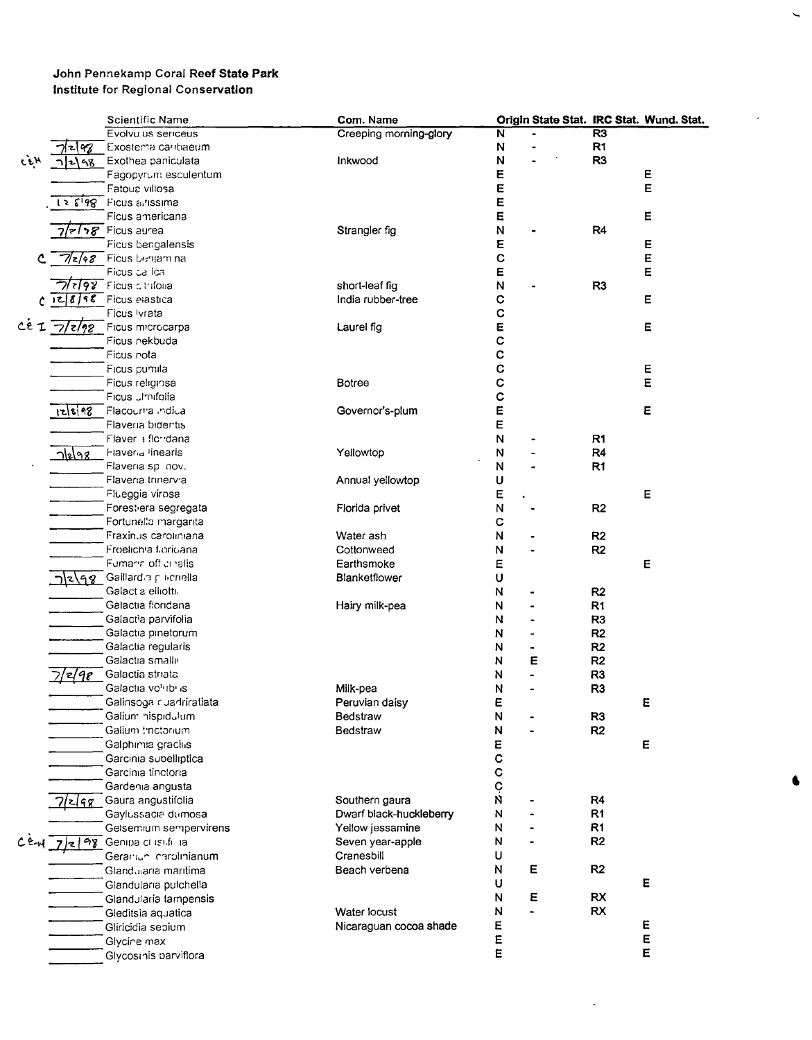**John Pennekamp Coral Reef State Park**
**Institute for Regional Conservation**

| | | Scientific Name | Com. Name | Origin | State Stat. | IRC Stat. | Wund. Stat. |
|---|---|---|---|---|---|---|---|
| | | Evolvulus sericeus | Creeping morning-glory | N | - | R3 | |
| | 7/2/98 | Exostema caribaeum | | N | - | R1 | |
| CEH | 7/2/98 | Exothea paniculata | Inkwood | N | - | R3 | |
| | | Fagopyrum esculentum | | E | | | E |
| | | Fatoua villosa | | E | | | E |
| | 12/8/98 | Ficus altissima | | E | | | |
| | | Ficus americana | | E | | | E |
| | 7/2/98 | Ficus aurea | Strangler fig | N | - | R4 | |
| | | Ficus bengalensis | | E | | | E |
| C | 7/2/98 | Ficus benjamina | | C | | | E |
| | | Ficus carica | | E | | | E |
| | 7/2/98 | Ficus citrifolia | short-leaf fig | N | - | R3 | |
| C | 12/8/98 | Ficus elastica | India rubber-tree | C | | | E |
| | | Ficus lyrata | | C | | | |
| CE I | 7/2/98 | Ficus microcarpa | Laurel fig | E | | | E |
| | | Ficus nekbuda | | C | | | |
| | | Ficus nota | | C | | | |
| | | Ficus pumila | | C | | | E |
| | | Ficus religiosa | Botree | C | | | E |
| | | Ficus ulmifolia | | C | | | |
| | 12/8/98 | Flacourtia indica | Governor's-plum | E | | | E |
| | | Flaveria bidentis | | E | | | |
| | | Flaveria floridana | | N | - | R1 | |
| | 7/2/98 | Flaveria linearis | Yellowtop | N | - | R4 | |
| | | Flaveria sp. nov. | | N | - | R1 | |
| | | Flaveria trinervia | Annual yellowtop | U | | | |
| | | Flueggia virosa | | E | | | E |
| | | Forestiera segregata | Florida privet | N | - | R2 | |
| | | Fortunella margarita | | C | | | |
| | | Fraxinus caroliniana | Water ash | N | - | R2 | |
| | | Froelichia floridana | Cottonweed | N | - | R2 | |
| | | Fumaria officinalis | Earthsmoke | E | | | E |
| | 7/2/98 | Gaillardia pulchella | Blanketflower | U | | | |
| | | Galactia elliottii | | N | - | R2 | |
| | | Galactia floridana | Hairy milk-pea | N | - | R1 | |
| | | Galactia parvifolia | | N | - | R3 | |
| | | Galactia pinetorum | | N | - | R2 | |
| | | Galactia regularis | | N | - | R2 | |
| | | Galactia smallii | | N | E | R2 | |
| | 7/2/98 | Galactia striata | | N | - | R3 | |
| | | Galactia volubilis | Milk-pea | N | - | R3 | |
| | | Galinsoga quadriradiata | Peruvian daisy | E | | | E |
| | | Galium hispidulum | Bedstraw | N | - | R3 | |
| | | Galium tinctorium | Bedstraw | N | - | R2 | |
| | | Galphimia gracilis | | E | | | E |
| | | Garcinia subelliptica | | C | | | |
| | | Garcinia tinctoria | | C | | | |
| | | Gardenia angusta | | C | | | |
| | 7/2/98 | Gaura angustifolia | Southern gaura | N | - | R4 | |
| | | Gaylussacia dumosa | Dwarf black-huckleberry | N | - | R1 | |
| | | Gelsemium sempervirens | Yellow jessamine | N | - | R1 | |
| CE-H | 7/2/98 | Genipa clusiifolia | Seven year-apple | N | - | R2 | |
| | | Geranium carolinianum | Cranesbill | U | | | |
| | | Glandularia maritima | Beach verbena | N | E | R2 | |
| | | Glandularia pulchella | | U | | | E |
| | | Glandularia tampensis | | N | E | RX | |
| | | Gleditsia aquatica | Water locust | N | - | RX | |
| | | Gliricidia sepium | Nicaraguan cocoa shade | E | | | E |
| | | Glycine max | | E | | | E |
| | | Glycosmis parviflora | | E | | | E |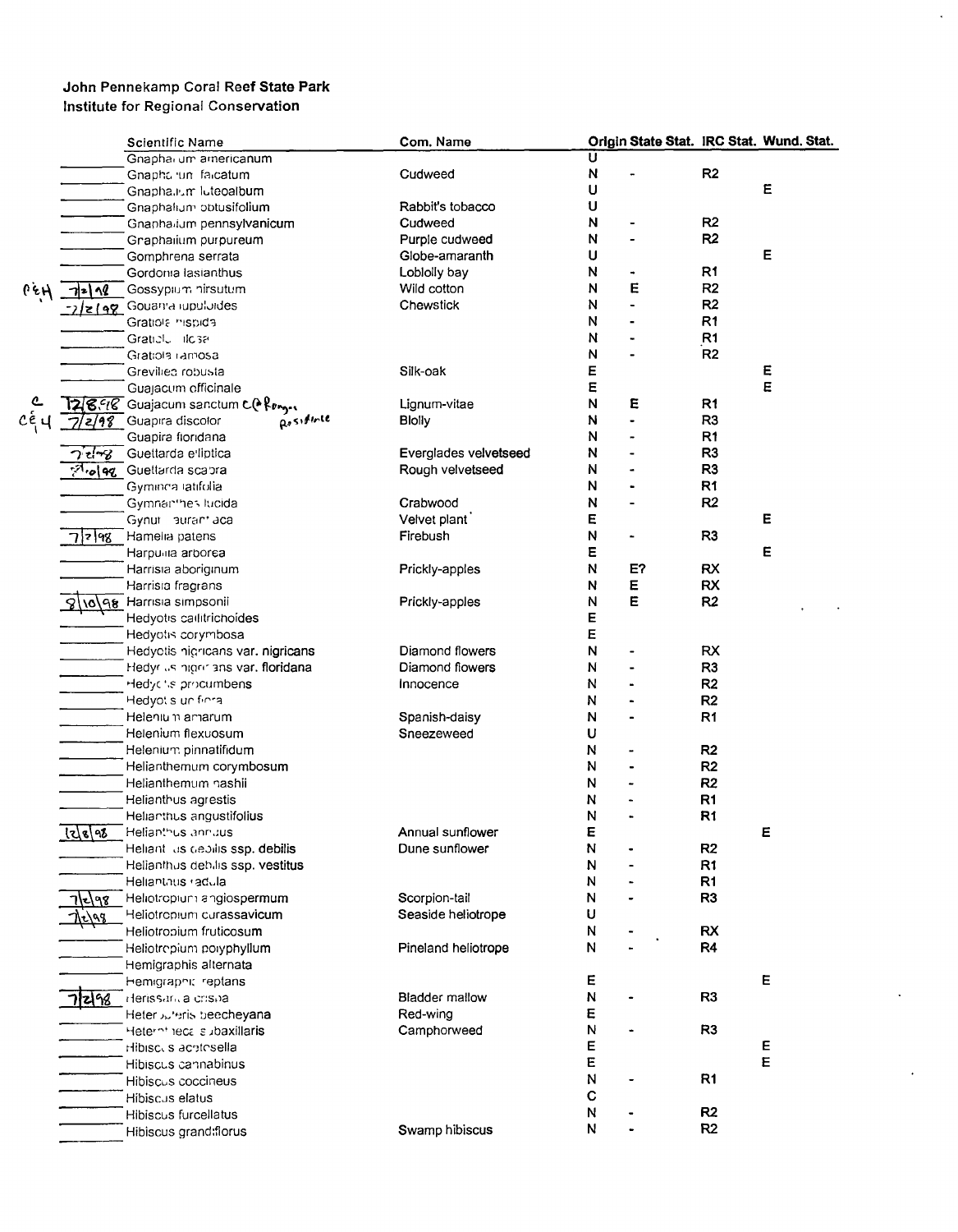**John Pennekamp Coral Reef State Park**
**Institute for Regional Conservation**

| | | Scientific Name | Com. Name | Origin | State Stat. | IRC Stat. | Wund. Stat. |
|---|---|---|---|---|---|---|---|
| | | Gnaphalium americanum | | U | | | |
| | | Gnaphalium falcatum | Cudweed | N | - | R2 | |
| | | Gnaphalium luteoalbum | | U | | | E |
| | | Gnaphalium obtusifolium | Rabbit's tobacco | U | | | |
| | | Gnaphalium pennsylvanicum | Cudweed | N | - | R2 | |
| | | Graphalium purpureum | Purple cudweed | N | - | R2 | |
| | | Gomphrena serrata | Globe-amaranth | U | | | E |
| | | Gordonia lasianthus | Loblolly bay | N | - | R1 | |
| P,E,H | 7/2/98 | Gossypium hirsutum | Wild cotton | N | E | R2 | |
| | 7/2/98 | Gouania lupuloides | Chewstick | N | - | R2 | |
| | | Gratiola hispida | | N | - | R1 | |
| | | Gratiola pilosa | | N | - | R1 | |
| | | Gratiola ramosa | | N | - | R2 | |
| | | Grevillea robusta | Silk-oak | E | | | E |
| | | Guajacum officinale | | E | | | E |
| C | 12/8/98 | Guajacum sanctum C@Ranger | Lignum-vitae | N | E | R1 | |
| C,E,H | 7/2/98 | Guapira discolor Positive | Blolly | N | - | R3 | |
| | | Guapira floridana | | N | - | R1 | |
| | 7/2/98 | Guettarda elliptica | Everglades velvetseed | N | - | R3 | |
| | 8/10/98 | Guettarda scabra | Rough velvetseed | N | - | R3 | |
| | | Gyminda latifolia | | N | - | R1 | |
| | | Gymnanthes lucida | Crabwood | N | - | R2 | |
| | | Gynura aurantiaca | Velvet plant | E | | | E |
| | 7/2/98 | Hamelia patens | Firebush | N | - | R3 | |
| | | Harpullia arborea | | E | | | E |
| | | Harrisia aboriginum | Prickly-apples | N | E? | RX | |
| | | Harrisia fragrans | | N | E | RX | |
| | 8/10/98 | Harrisia simpsonii | Prickly-apples | N | E | R2 | |
| | | Hedyotis callitrichoides | | E | | | |
| | | Hedyotis corymbosa | | E | | | |
| | | Hedyotis nigricans var. nigricans | Diamond flowers | N | - | RX | |
| | | Hedyotis nigricans var. floridana | Diamond flowers | N | - | R3 | |
| | | Hedyotis procumbens | Innocence | N | - | R2 | |
| | | Hedyotis uniflora | | N | - | R2 | |
| | | Helenium amarum | Spanish-daisy | N | - | R1 | |
| | | Helenium flexuosum | Sneezeweed | U | | | |
| | | Helenium pinnatifidum | | N | - | R2 | |
| | | Helianthemum corymbosum | | N | - | R2 | |
| | | Helianthemum nashii | | N | - | R2 | |
| | | Helianthus agrestis | | N | - | R1 | |
| | | Helianthus angustifolius | | N | - | R1 | |
| | 12/8/98 | Helianthus annuus | Annual sunflower | E | | | E |
| | | Helianthus debilis ssp. debilis | Dune sunflower | N | - | R2 | |
| | | Helianthus debilis ssp. vestitus | | N | - | R1 | |
| | | Helianthus radula | | N | - | R1 | |
| | 7/2/98 | Heliotropium angiospermum | Scorpion-tail | N | - | R3 | |
| | 7/2/98 | Heliotropium curassavicum | Seaside heliotrope | U | | | |
| | | Heliotropium fruticosum | | N | - | RX | |
| | | Heliotropium polyphyllum | Pineland heliotrope | N | - | R4 | |
| | | Hemigraphis alternata | | | | | |
| | | Hemigraphis reptans | | E | | | E |
| | 7/2/98 | Herissantia crispa | Bladder mallow | N | - | R3 | |
| | | Heteropteris beecheyana | Red-wing | E | | | |
| | | Heterotheca subaxillaris | Camphorweed | N | - | R3 | |
| | | Hibiscus acetosella | | E | | | E |
| | | Hibiscus cannabinus | | E | | | E |
| | | Hibiscus coccineus | | N | - | R1 | |
| | | Hibiscus elatus | | C | | | |
| | | Hibiscus furcellatus | | N | - | R2 | |
| | | Hibiscus grandiflorus | Swamp hibiscus | N | - | R2 | |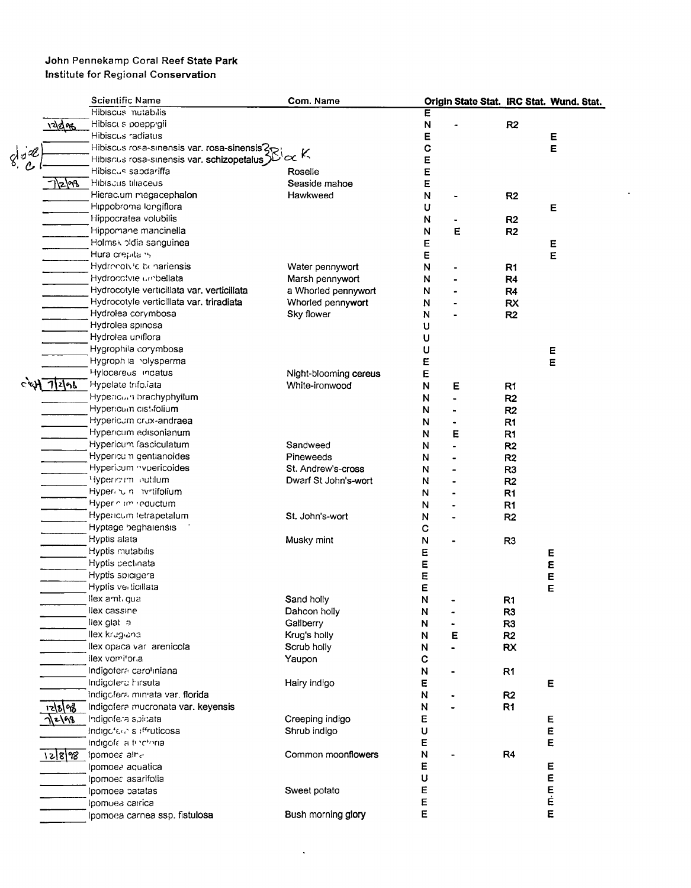**John Pennekamp Coral Reef State Park**
**Institute for Regional Conservation**

| | Scientific Name | Com. Name | Origin | State Stat. | IRC Stat. | Wund. Stat. |
|---|---|---|---|---|---|---|
| | Hibiscus mutabilis | | E | | | |
| 12/8/98 | Hibiscus poeppigii | | N | - | R2 | |
| | Hibiscus radiatus | | E | | | E |
| 8/d/98 C | Hibiscus rosa-sinensis var. rosa-sinensis | | C | | | E |
| 8/d/98 C | Hibiscus rosa-sinensis var. schizopetalus | | E | | | |
| | Hibiscus sabdariffa | Roselle | E | | | |
| 7/2/98 | Hibiscus tiliaceus | Seaside mahoe | E | | | |
| | Hieracium megacephalon | Hawkweed | N | - | R2 | |
| | Hippobroma longiflora | | U | | | E |
| | Hippocratea volubilis | | N | - | R2 | |
| | Hippomane mancinella | | N | E | R2 | |
| | Holmskioldia sanguinea | | E | | | E |
| | Hura crepitans | | E | | | E |
| | Hydrocotyle bonariensis | Water pennywort | N | - | R1 | |
| | Hydrocotyle umbellata | Marsh pennywort | N | - | R4 | |
| | Hydrocotyle verticillata var. verticillata | a Whorled pennywort | N | - | R4 | |
| | Hydrocotyle verticillata var. triradiata | Whorled pennywort | N | - | RX | |
| | Hydrolea corymbosa | Sky flower | N | - | R2 | |
| | Hydrolea spinosa | | U | | | |
| | Hydrolea uniflora | | U | | | |
| | Hygrophila corymbosa | | U | | | E |
| | Hygrophila polysperma | | E | | | E |
| | Hylocereus undatus | Night-blooming cereus | E | | | |
| 7/2/98 | Hypelate trifoliata | White-ironwood | N | E | R1 | |
| | Hypericum brachyphyllum | | N | - | R2 | |
| | Hypericum cistifolium | | N | - | R2 | |
| | Hypericum crux-andraea | | N | - | R1 | |
| | Hypericum edisonianum | | N | E | R1 | |
| | Hypericum fasciculatum | Sandweed | N | - | R2 | |
| | Hypericum gentianoides | Pineweeds | N | - | R2 | |
| | Hypericum hypericoides | St. Andrew's-cross | N | - | R3 | |
| | Hypericum mutilum | Dwarf St John's-wort | N | - | R2 | |
| | Hypericum myrtifolium | | N | - | R1 | |
| | Hypericum reductum | | N | - | R1 | |
| | Hypericum tetrapetalum | St. John's-wort | N | - | R2 | |
| | Hyptage benghalensis | | C | | | |
| | Hyptis alata | Musky mint | N | - | R3 | |
| | Hyptis mutabilis | | E | | | E |
| | Hyptis pectinata | | E | | | E |
| | Hyptis spicigera | | E | | | E |
| | Hyptis verticillata | | E | | | E |
| | Ilex ambigua | Sand holly | N | - | R1 | |
| | Ilex cassine | Dahoon holly | N | - | R3 | |
| | Ilex glabra | Gallberry | N | - | R3 | |
| | Ilex krugiana | Krug's holly | N | E | R2 | |
| | Ilex opaca var. arenicola | Scrub holly | N | - | RX | |
| | Ilex vomitoria | Yaupon | C | | | |
| | Indigofera caroliniana | | N | - | R1 | |
| | Indigofera hirsuta | Hairy indigo | E | | | E |
| | Indigofera miniata var. florida | | N | - | R2 | |
| 12/8/98 | Indigofera mucronata var. keyensis | | N | - | R1 | |
| 7/2/98 | Indigofera spicata | Creeping indigo | E | | | E |
| | Indigofera suffruticosa | Shrub indigo | U | | | E |
| | Indigofera tinctoria | | E | | | E |
| 12/8/98 | Ipomoea alba | Common moonflowers | N | - | R4 | |
| | Ipomoea aquatica | | E | | | E |
| | Ipomoea asarifolia | | U | | | E |
| | Ipomoea batatas | Sweet potato | E | | | E |
| | Ipomoea cairica | | E | | | E |
| | Ipomoea carnea ssp. fistulosa | Bush morning glory | E | | | E |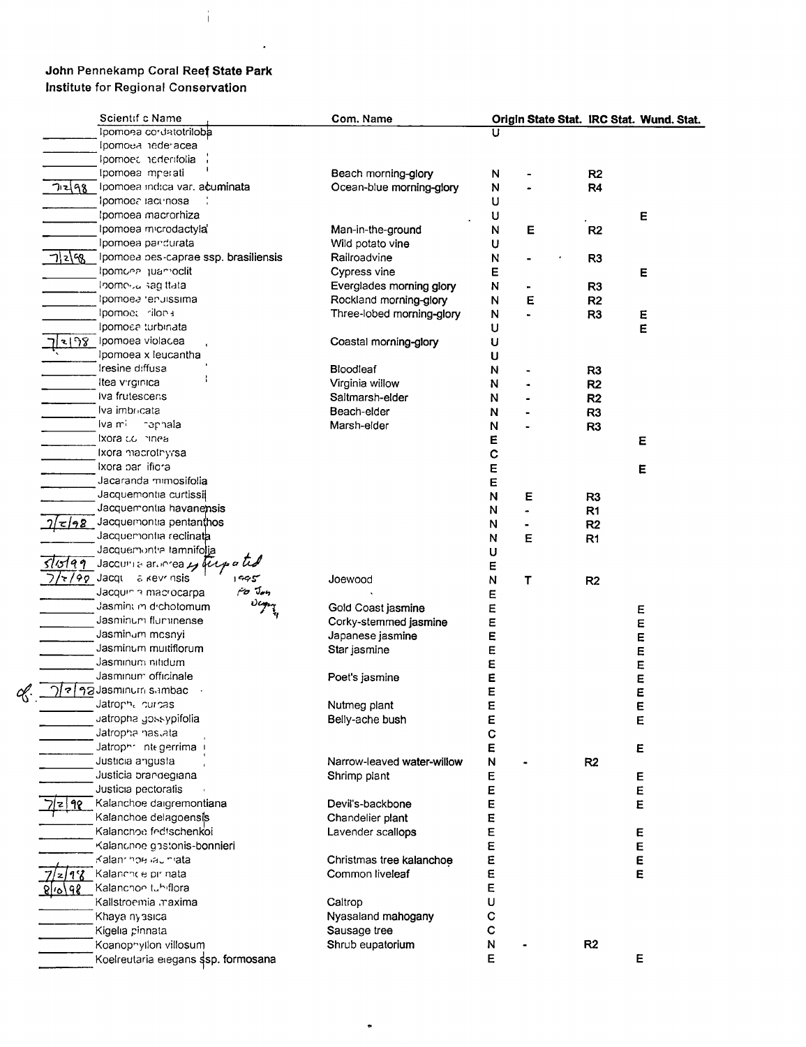**John Pennekamp Coral Reef State Park**
**Institute for Regional Conservation**

| | Scientific Name | Com. Name | Origin | State Stat. | IRC Stat. | Wund. Stat. |
|---|---|---|---|---|---|---|
| | Ipomoea cordatotriloba | | U | | | |
| | Ipomoea hederacea | | | | | |
| | Ipomoea hederifolia | | | | | |
| | Ipomoea imperati | Beach morning-glory | N | - | R2 | |
| 7/2/98 | Ipomoea indica var. acuminata | Ocean-blue morning-glory | N | - | R4 | |
| | Ipomoea lacunosa | | U | | | |
| | Ipomoea macrorhiza | | U | | | E |
| | Ipomoea microdactyla | Man-in-the-ground | N | E | R2 | |
| | Ipomoea pandurata | Wild potato vine | U | | | |
| 7/2/98 | Ipomoea pes-caprae ssp. brasiliensis | Railroadvine | N | - | R3 | |
| | Ipomoea quamoclit | Cypress vine | E | | | E |
| | Ipomoea sagittata | Everglades morning glory | N | - | R3 | |
| | Ipomoea tenuissima | Rockland morning-glory | N | E | R2 | |
| | Ipomoea triloba | Three-lobed morning-glory | N | - | R3 | E |
| | Ipomoea turbinata | | U | | | E |
| 7/2/98 | Ipomoea violacea | Coastal morning-glory | U | | | |
| | Ipomoea x leucantha | | U | | | |
| | Iresine diffusa | Bloodleaf | N | - | R3 | |
| | Itea virginica | Virginia willow | N | - | R2 | |
| | Iva frutescens | Saltmarsh-elder | N | - | R2 | |
| | Iva imbricata | Beach-elder | N | - | R3 | |
| | Iva microcephala | Marsh-elder | N | - | R3 | |
| | Ixora coccinea | | E | | | E |
| | Ixora macrothyrsa | | C | | | |
| | Ixora parviflora | | E | | | E |
| | Jacaranda mimosifolia | | E | | | |
| | Jacquemontia curtissii | | N | E | R3 | |
| | Jacquemontia havanensis | | N | - | R1 | |
| 7/2/98 | Jacquemontia pentanthos | | N | - | R2 | |
| | Jacquemontia reclinata | | N | E | R1 | |
| | Jacquemontia tamnifolia | | U | | | |
| 5/5/99 | Jacquinia arborea *extirpated* | | E | | | |
| 7/2/99 | Jacquinia keyensis *1995 to Jan* | Joewood | N | T | R2 | |
| | Jacquinia macrocarpa | | E | | | |
| | Jasminum dichotomum | Gold Coast jasmine | E | | | E |
| | Jasminum fluminense | Corky-stemmed jasmine | E | | | E |
| | Jasminum mesnyi | Japanese jasmine | E | | | E |
| | Jasminum multiflorum | Star jasmine | E | | | E |
| | Jasminum nitidum | | E | | | E |
| | Jasminum officinale | Poet's jasmine | E | | | E |
| cf. 7/2/98 | Jasminum sambac | | E | | | E |
| | Jatropha curcas | Nutmeg plant | E | | | E |
| | Jatropha gossypifolia | Belly-ache bush | E | | | E |
| | Jatropha hastata | | C | | | |
| | Jatropha integerrima | | E | | | E |
| | Justicia angusta | Narrow-leaved water-willow | N | - | R2 | |
| | Justicia brandegiana | Shrimp plant | E | | | E |
| | Justicia pectoralis | | E | | | E |
| 7/2/98 | Kalanchoe daigremontiana | Devil's-backbone | E | | | E |
| | Kalanchoe delagoensis | Chandelier plant | E | | | |
| | Kalanchoe fedtschenkoi | Lavender scallops | E | | | E |
| | Kalanchoe gastonis-bonnieri | | E | | | E |
| | Kalanchoe laciniata | Christmas tree kalanchoe | E | | | E |
| 7/2/98 | Kalanchoe pinnata | Common liveleaf | E | | | E |
| 8/10/98 | Kalanchoe tubiflora | | E | | | |
| | Kallstroemia maxima | Caltrop | U | | | |
| | Khaya nyasica | Nyasaland mahogany | C | | | |
| | Kigelia pinnata | Sausage tree | C | | | |
| | Koanophyllon villosum | Shrub eupatorium | N | - | R2 | |
| | Koelreuteria elegans ssp. formosana | | E | | | E |